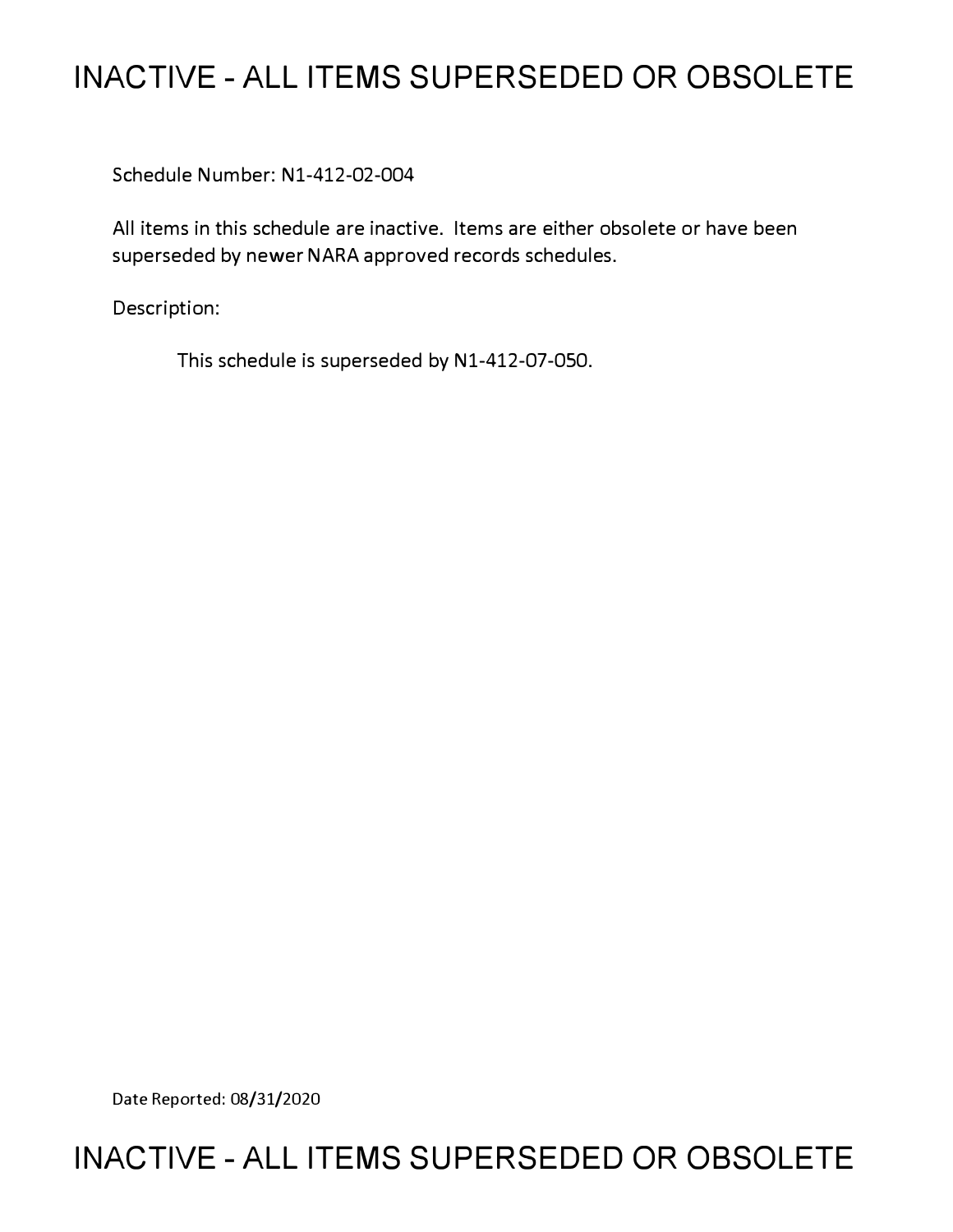# INACTIVE - ALL ITEMS SUPERSEDED OR OBSOLETE

Schedule Number: N1-412-02-004

All items in this schedule are inactive. Items are either obsolete or have been superseded by newer NARA approved records schedules.

Description:

This schedule is superseded by N1-412-07-050.

Date Reported: 08/31/2020

# INACTIVE - ALL ITEMS SUPERSEDED OR OBSOLETE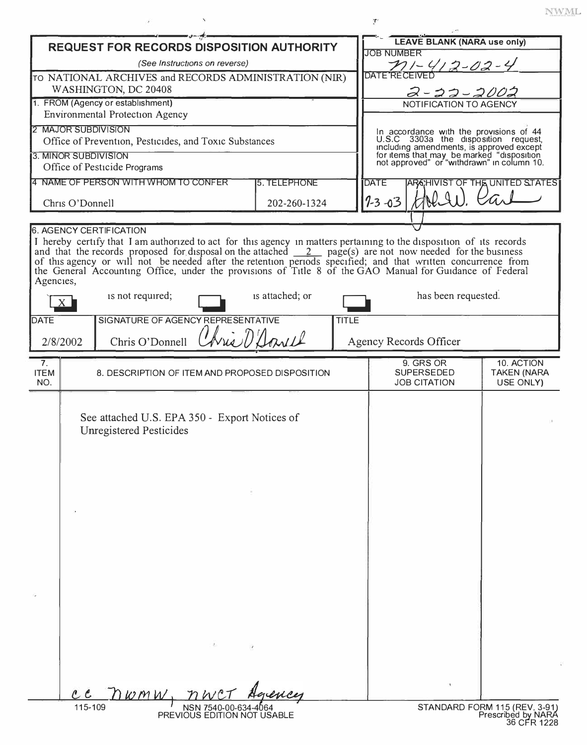# REQUEST FOR RECORDS DISPOSITION AUTHORITY

*(See Instructions on reverse)*

TO NATIONAL ARCHIVES and RECORDS ADMINISTRATION (NIR)
WASHINGTON, DC 20408

**LEAVE BLANK (NARA use only)**

JOB NUMBER: N1-412-02-4

DATE RECEIVED: 2-22-2002

**NOTIFICATION TO AGENCY**

In accordance with the provisions of 44 U.S.C 3303a the disposition request, including amendments, is approved except for items that may be marked "disposition not approved" or "withdrawn" in column 10.

DATE: 1-3-03

ARCHIVIST OF THE UNITED STATES: [signature]

1. FROM (Agency or establishment)
Environmental Protection Agency

2. MAJOR SUBDIVISION
Office of Prevention, Pesticides, and Toxic Substances

3. MINOR SUBDIVISION
Office of Pesticide Programs

| 4. NAME OF PERSON WITH WHOM TO CONFER | 5. TELEPHONE |
| --- | --- |
| Chris O'Donnell | 202-260-1324 |

6. AGENCY CERTIFICATION

I hereby certify that I am authorized to act for this agency in matters pertaining to the disposition of its records and that the records proposed for disposal on the attached 2 page(s) are not now needed for the business of this agency or will not be needed after the retention periods specified; and that written concurrence from the General Accounting Office, under the provisions of Title 8 of the GAO Manual for Guidance of Federal Agencies,

[X] is not required; [ ] is attached; or [ ] has been requested.

| DATE | SIGNATURE OF AGENCY REPRESENTATIVE | TITLE |
| --- | --- | --- |
| 2/8/2002 | Chris O'Donnell [signature] | Agency Records Officer |

| 7. ITEM NO. | 8. DESCRIPTION OF ITEM AND PROPOSED DISPOSITION | 9. GRS OR SUPERSEDED JOB CITATION | 10. ACTION TAKEN (NARA USE ONLY) |
| --- | --- | --- | --- |
| | See attached U.S. EPA 350 - Export Notices of Unregistered Pesticides | | |

cc NWMW, NWCT Agency

115-109 NSN 7540-00-634-4064
PREVIOUS EDITION NOT USABLE

STANDARD FORM 115 (REV. 3-91)
Prescribed by NARA
36 CFR 1228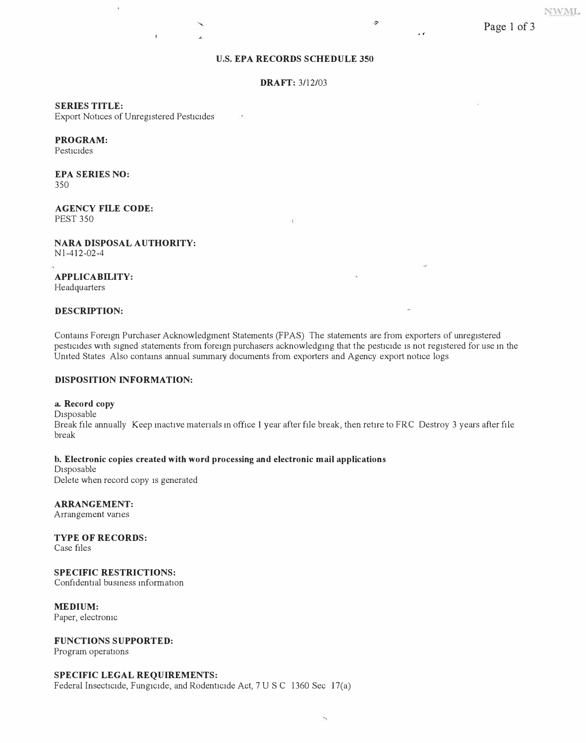# U.S. EPA RECORDS SCHEDULE 350

**DRAFT:** 3/12/03

**SERIES TITLE:**
Export Notices of Unregistered Pesticides

**PROGRAM:**
Pesticides

**EPA SERIES NO:**
350

**AGENCY FILE CODE:**
PEST 350

**NARA DISPOSAL AUTHORITY:**
N1-412-02-4

**APPLICABILITY:**
Headquarters

**DESCRIPTION:**

Contains Foreign Purchaser Acknowledgment Statements (FPAS) The statements are from exporters of unregistered pesticides with signed statements from foreign purchasers acknowledging that the pesticide is not registered for use in the United States Also contains annual summary documents from exporters and Agency export notice logs

**DISPOSITION INFORMATION:**

**a. Record copy**
Disposable
Break file annually Keep inactive materials in office 1 year after file break, then retire to FRC Destroy 3 years after file break

**b. Electronic copies created with word processing and electronic mail applications**
Disposable
Delete when record copy is generated

**ARRANGEMENT:**
Arrangement varies

**TYPE OF RECORDS:**
Case files

**SPECIFIC RESTRICTIONS:**
Confidential business information

**MEDIUM:**
Paper, electronic

**FUNCTIONS SUPPORTED:**
Program operations

**SPECIFIC LEGAL REQUIREMENTS:**
Federal Insecticide, Fungicide, and Rodenticide Act, 7 U S C 1360 Sec 17(a)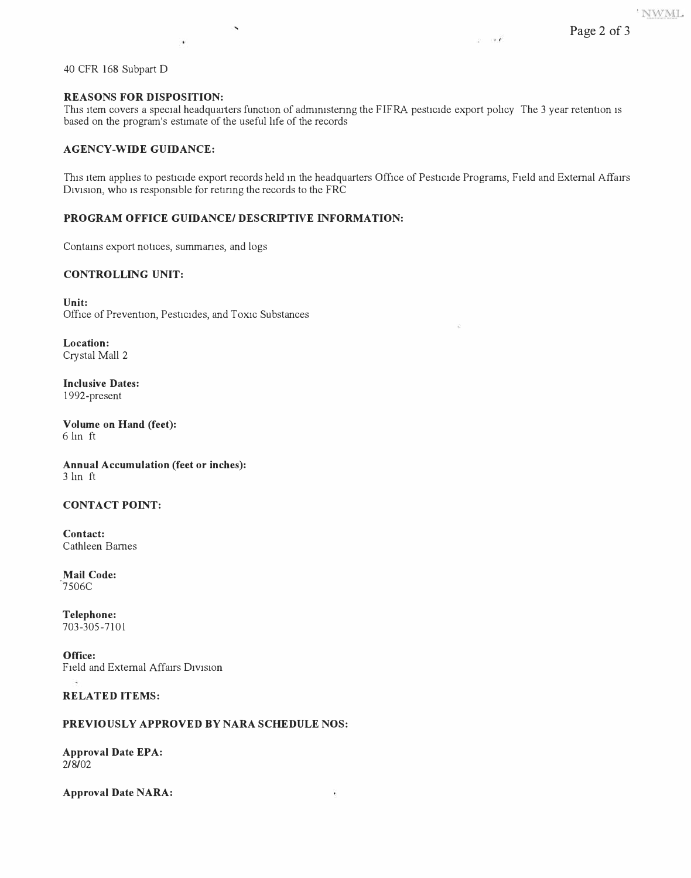40 CFR 168 Subpart D

**REASONS FOR DISPOSITION:**
This item covers a special headquarters function of administering the FIFRA pesticide export policy The 3 year retention is based on the program's estimate of the useful life of the records

**AGENCY-WIDE GUIDANCE:**

This item applies to pesticide export records held in the headquarters Office of Pesticide Programs, Field and External Affairs Division, who is responsible for retiring the records to the FRC

**PROGRAM OFFICE GUIDANCE/ DESCRIPTIVE INFORMATION:**

Contains export notices, summaries, and logs

**CONTROLLING UNIT:**

**Unit:**
Office of Prevention, Pesticides, and Toxic Substances

**Location:**
Crystal Mall 2

**Inclusive Dates:**
1992-present

**Volume on Hand (feet):**
6 lin ft

**Annual Accumulation (feet or inches):**
3 lin ft

**CONTACT POINT:**

**Contact:**
Cathleen Barnes

**Mail Code:**
7506C

**Telephone:**
703-305-7101

**Office:**
Field and External Affairs Division

**RELATED ITEMS:**

**PREVIOUSLY APPROVED BY NARA SCHEDULE NOS:**

**Approval Date EPA:**
2/8/02

**Approval Date NARA:**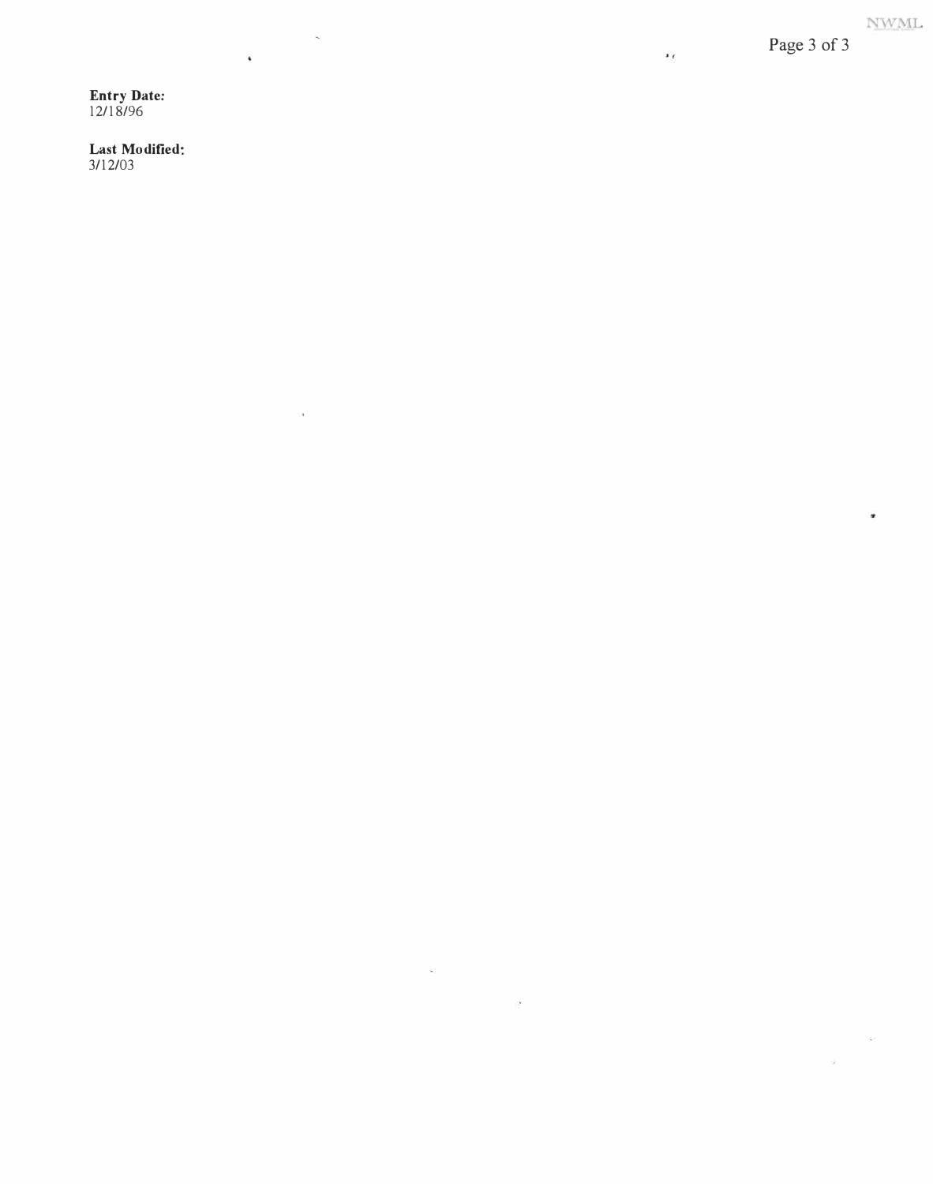**Entry Date:**
12/18/96

**Last Modified:**
3/12/03